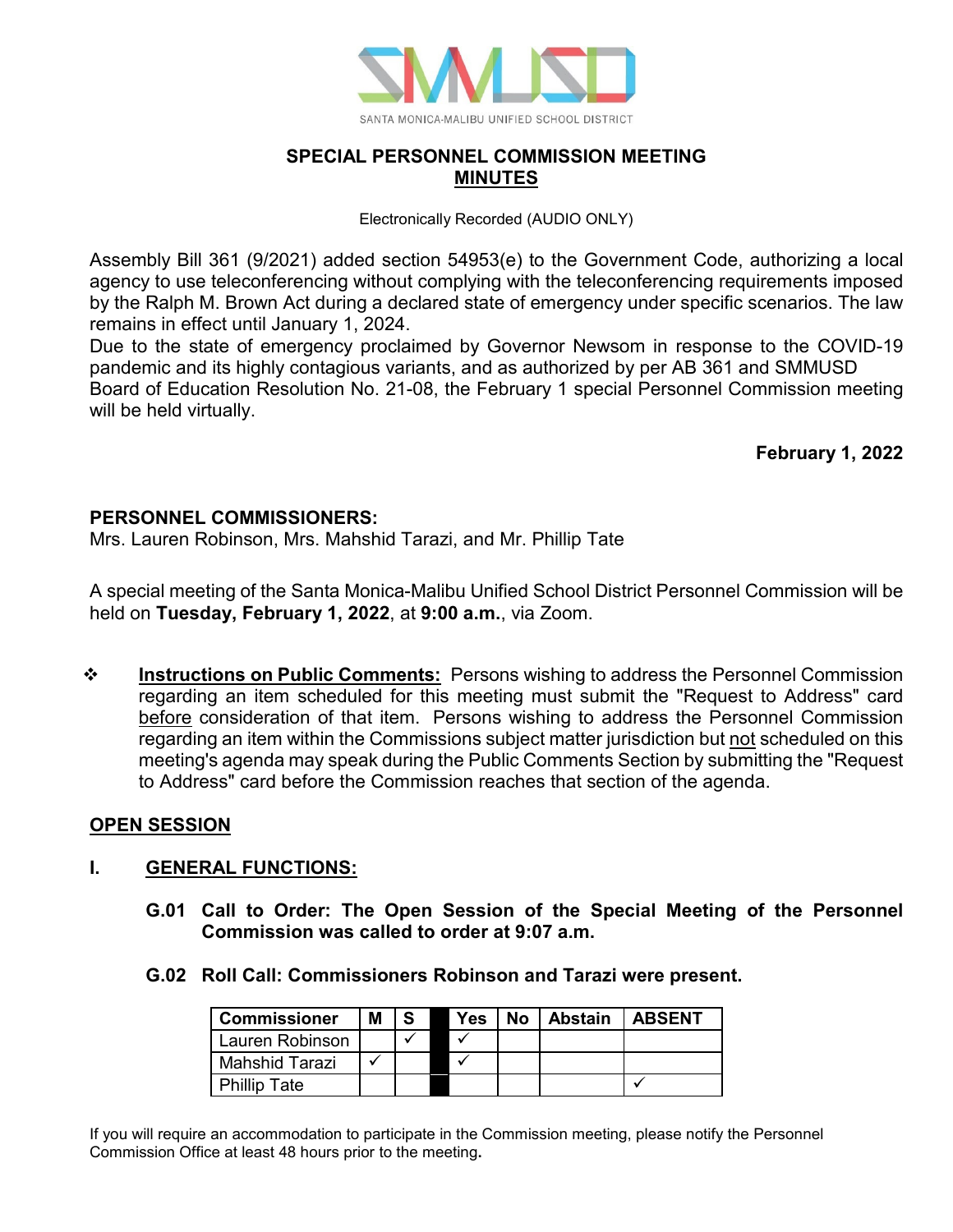SANTA MONICA-MALIBU UNIFIED SCHOOL DISTRICT

# SPECIAL PERSONNEL COMMISSION MEETING
## MINUTES

Electronically Recorded (AUDIO ONLY)

Assembly Bill 361 (9/2021) added section 54953(e) to the Government Code, authorizing a local agency to use teleconferencing without complying with the teleconferencing requirements imposed by the Ralph M. Brown Act during a declared state of emergency under specific scenarios. The law remains in effect until January 1, 2024.
Due to the state of emergency proclaimed by Governor Newsom in response to the COVID-19 pandemic and its highly contagious variants, and as authorized by per AB 361 and SMMUSD Board of Education Resolution No. 21-08, the February 1 special Personnel Commission meeting will be held virtually.

**February 1, 2022**

**PERSONNEL COMMISSIONERS:**
Mrs. Lauren Robinson, Mrs. Mahshid Tarazi, and Mr. Phillip Tate

A special meeting of the Santa Monica-Malibu Unified School District Personnel Commission will be held on **Tuesday, February 1, 2022**, at **9:00 a.m.**, via Zoom.

❖ **Instructions on Public Comments:** Persons wishing to address the Personnel Commission regarding an item scheduled for this meeting must submit the "Request to Address" card before consideration of that item. Persons wishing to address the Personnel Commission regarding an item within the Commissions subject matter jurisdiction but not scheduled on this meeting's agenda may speak during the Public Comments Section by submitting the "Request to Address" card before the Commission reaches that section of the agenda.

**OPEN SESSION**

## I. GENERAL FUNCTIONS:

**G.01 Call to Order: The Open Session of the Special Meeting of the Personnel Commission was called to order at 9:07 a.m.**

**G.02 Roll Call: Commissioners Robinson and Tarazi were present.**

| Commissioner | M | S | | Yes | No | Abstain | ABSENT |
|---|---|---|---|---|---|---|---|
| Lauren Robinson | | ✓ | | ✓ | | | |
| Mahshid Tarazi | ✓ | | | ✓ | | | |
| Phillip Tate | | | | | | | ✓ |

If you will require an accommodation to participate in the Commission meeting, please notify the Personnel Commission Office at least 48 hours prior to the meeting.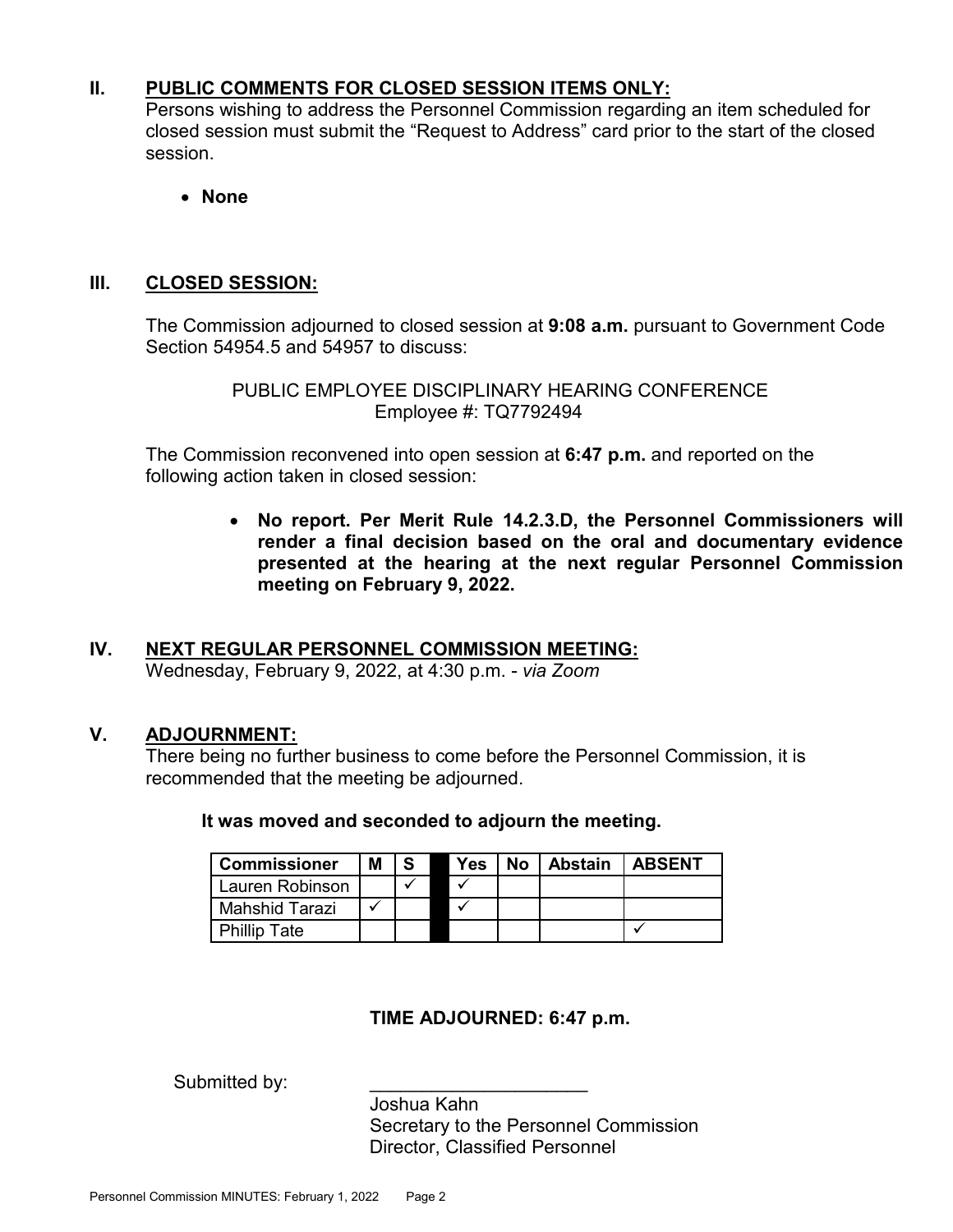## II. PUBLIC COMMENTS FOR CLOSED SESSION ITEMS ONLY:

Persons wishing to address the Personnel Commission regarding an item scheduled for closed session must submit the “Request to Address” card prior to the start of the closed session.

- **None**

## III. CLOSED SESSION:

The Commission adjourned to closed session at **9:08 a.m.** pursuant to Government Code Section 54954.5 and 54957 to discuss:

PUBLIC EMPLOYEE DISCIPLINARY HEARING CONFERENCE
Employee #: TQ7792494

The Commission reconvened into open session at **6:47 p.m.** and reported on the following action taken in closed session:

- **No report. Per Merit Rule 14.2.3.D, the Personnel Commissioners will render a final decision based on the oral and documentary evidence presented at the hearing at the next regular Personnel Commission meeting on February 9, 2022.**

## IV. NEXT REGULAR PERSONNEL COMMISSION MEETING:

Wednesday, February 9, 2022, at 4:30 p.m. - *via Zoom*

## V. ADJOURNMENT:

There being no further business to come before the Personnel Commission, it is recommended that the meeting be adjourned.

**It was moved and seconded to adjourn the meeting.**

| Commissioner | M | S | | Yes | No | Abstain | ABSENT |
|---|---|---|---|---|---|---|---|
| Lauren Robinson | | ✓ | | ✓ | | | |
| Mahshid Tarazi | ✓ | | | ✓ | | | |
| Phillip Tate | | | | | | | ✓ |

**TIME ADJOURNED: 6:47 p.m.**

Submitted by: ______________________

Joshua Kahn
Secretary to the Personnel Commission
Director, Classified Personnel